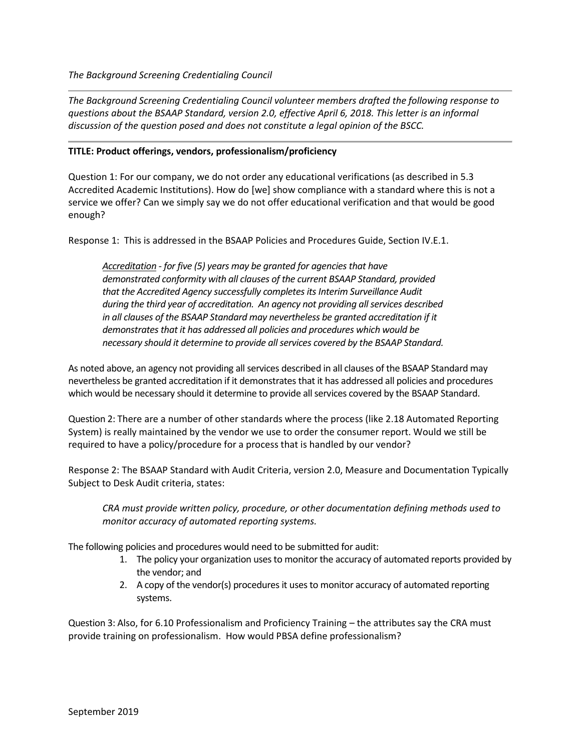*The Background Screening Credentialing Council*

*The Background Screening Credentialing Council volunteer members drafted the following response to questions about the BSAAP Standard, version 2.0, effective April 6, 2018. This letter is an informal discussion of the question posed and does not constitute a legal opinion of the BSCC.*

---

**TITLE: Product offerings, vendors, professionalism/proficiency**

Question 1: For our company, we do not order any educational verifications (as described in 5.3 Accredited Academic Institutions). How do [we] show compliance with a standard where this is not a service we offer? Can we simply say we do not offer educational verification and that would be good enough?

Response 1: This is addressed in the BSAAP Policies and Procedures Guide, Section IV.E.1.

> *Accreditation - for five (5) years may be granted for agencies that have demonstrated conformity with all clauses of the current BSAAP Standard, provided that the Accredited Agency successfully completes its Interim Surveillance Audit during the third year of accreditation. An agency not providing all services described in all clauses of the BSAAP Standard may nevertheless be granted accreditation if it demonstrates that it has addressed all policies and procedures which would be necessary should it determine to provide all services covered by the BSAAP Standard.*

As noted above, an agency not providing all services described in all clauses of the BSAAP Standard may nevertheless be granted accreditation if it demonstrates that it has addressed all policies and procedures which would be necessary should it determine to provide all services covered by the BSAAP Standard.

Question 2: There are a number of other standards where the process (like 2.18 Automated Reporting System) is really maintained by the vendor we use to order the consumer report. Would we still be required to have a policy/procedure for a process that is handled by our vendor?

Response 2: The BSAAP Standard with Audit Criteria, version 2.0, Measure and Documentation Typically Subject to Desk Audit criteria, states:

> *CRA must provide written policy, procedure, or other documentation defining methods used to monitor accuracy of automated reporting systems.*

The following policies and procedures would need to be submitted for audit:

1. The policy your organization uses to monitor the accuracy of automated reports provided by the vendor; and
2. A copy of the vendor(s) procedures it uses to monitor accuracy of automated reporting systems.

Question 3: Also, for 6.10 Professionalism and Proficiency Training – the attributes say the CRA must provide training on professionalism. How would PBSA define professionalism?

September 2019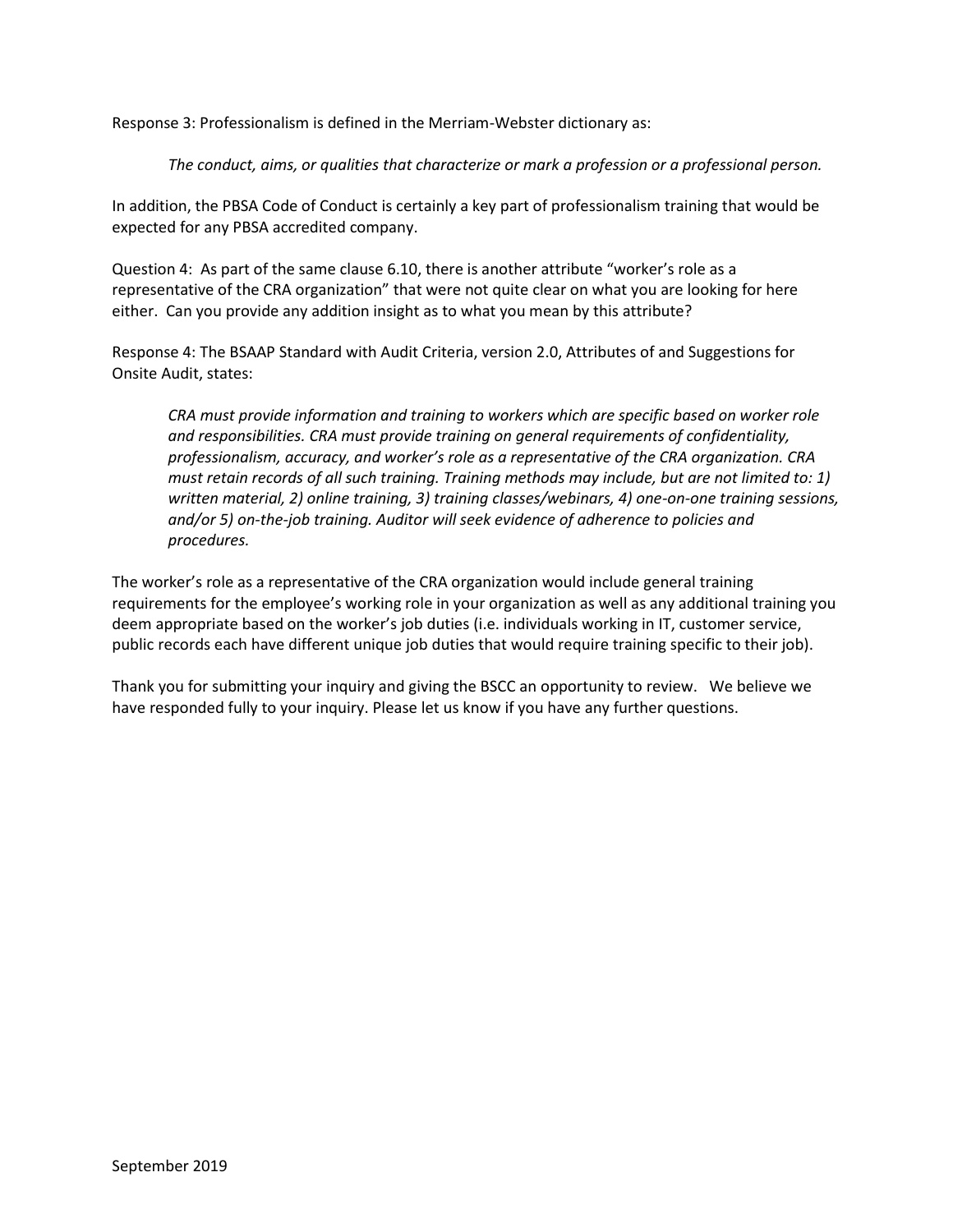Response 3: Professionalism is defined in the Merriam-Webster dictionary as:

> *The conduct, aims, or qualities that characterize or mark a profession or a professional person.*

In addition, the PBSA Code of Conduct is certainly a key part of professionalism training that would be expected for any PBSA accredited company.

Question 4: As part of the same clause 6.10, there is another attribute "worker's role as a representative of the CRA organization" that were not quite clear on what you are looking for here either. Can you provide any addition insight as to what you mean by this attribute?

Response 4: The BSAAP Standard with Audit Criteria, version 2.0, Attributes of and Suggestions for Onsite Audit, states:

> *CRA must provide information and training to workers which are specific based on worker role and responsibilities. CRA must provide training on general requirements of confidentiality, professionalism, accuracy, and worker's role as a representative of the CRA organization. CRA must retain records of all such training. Training methods may include, but are not limited to: 1) written material, 2) online training, 3) training classes/webinars, 4) one-on-one training sessions, and/or 5) on-the-job training. Auditor will seek evidence of adherence to policies and procedures.*

The worker's role as a representative of the CRA organization would include general training requirements for the employee's working role in your organization as well as any additional training you deem appropriate based on the worker's job duties (i.e. individuals working in IT, customer service, public records each have different unique job duties that would require training specific to their job).

Thank you for submitting your inquiry and giving the BSCC an opportunity to review. We believe we have responded fully to your inquiry. Please let us know if you have any further questions.

September 2019